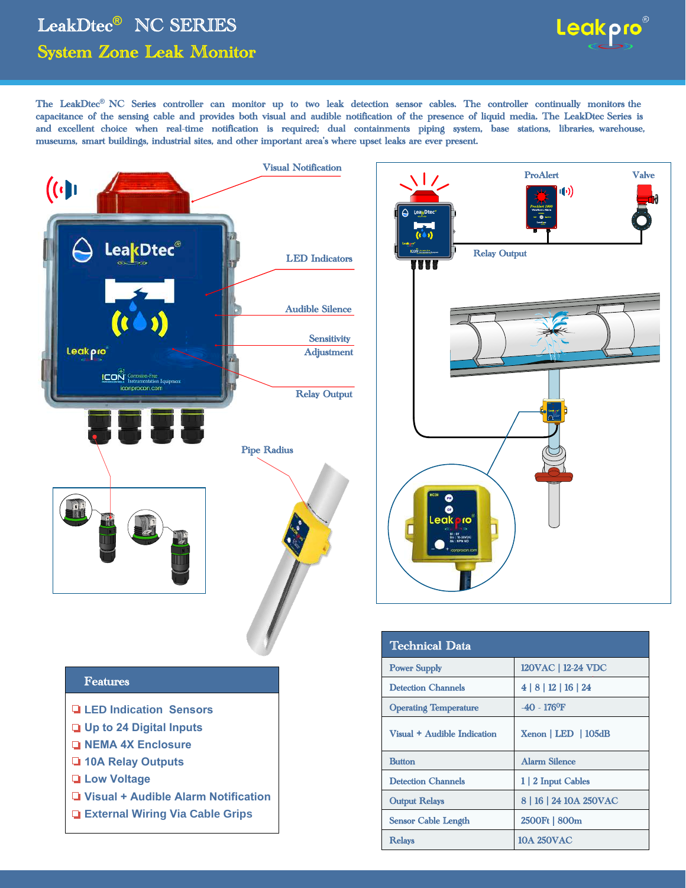# LeakDtec® NC SERIES

## System Zone Leak Monitor

The LeakDtec® NC Series controller can monitor up to two leak detection sensor cables. The controller continually monitors the capacitance of the sensing cable and provides both visual and audible notification of the presence of liquid media. The LeakDtec Series is and excellent choice when real-time notification is required; dual containments piping system, base stations, libraries, warehouse, museums, smart buildings, industrial sites, and other important area's where upset leaks are ever present.

Visual Notification

LED Indicators

Audible Silence

Sensitivity Adjustment

Relay Output

Pipe Radius

ProAlert

Valve

Relay Output

## Features

- LED Indication Sensors
- Up to 24 Digital Inputs
- NEMA 4X Enclosure
- 10A Relay Outputs
- Low Voltage
- Visual + Audible Alarm Notification
- External Wiring Via Cable Grips

## Technical Data

| Technical Data | |
|---|---|
| Power Supply | 120VAC \| 12-24 VDC |
| Detection Channels | 4 \| 8 \| 12 \| 16 \| 24 |
| Operating Temperature | -40 - 176°F |
| Visual + Audible Indication | Xenon \| LED \| 105dB |
| Button | Alarm Silence |
| Detection Channels | 1 \| 2 Input Cables |
| Output Relays | 8 \| 16 \| 24 10A 250VAC |
| Sensor Cable Length | 2500Ft \| 800m |
| Relays | 10A 250VAC |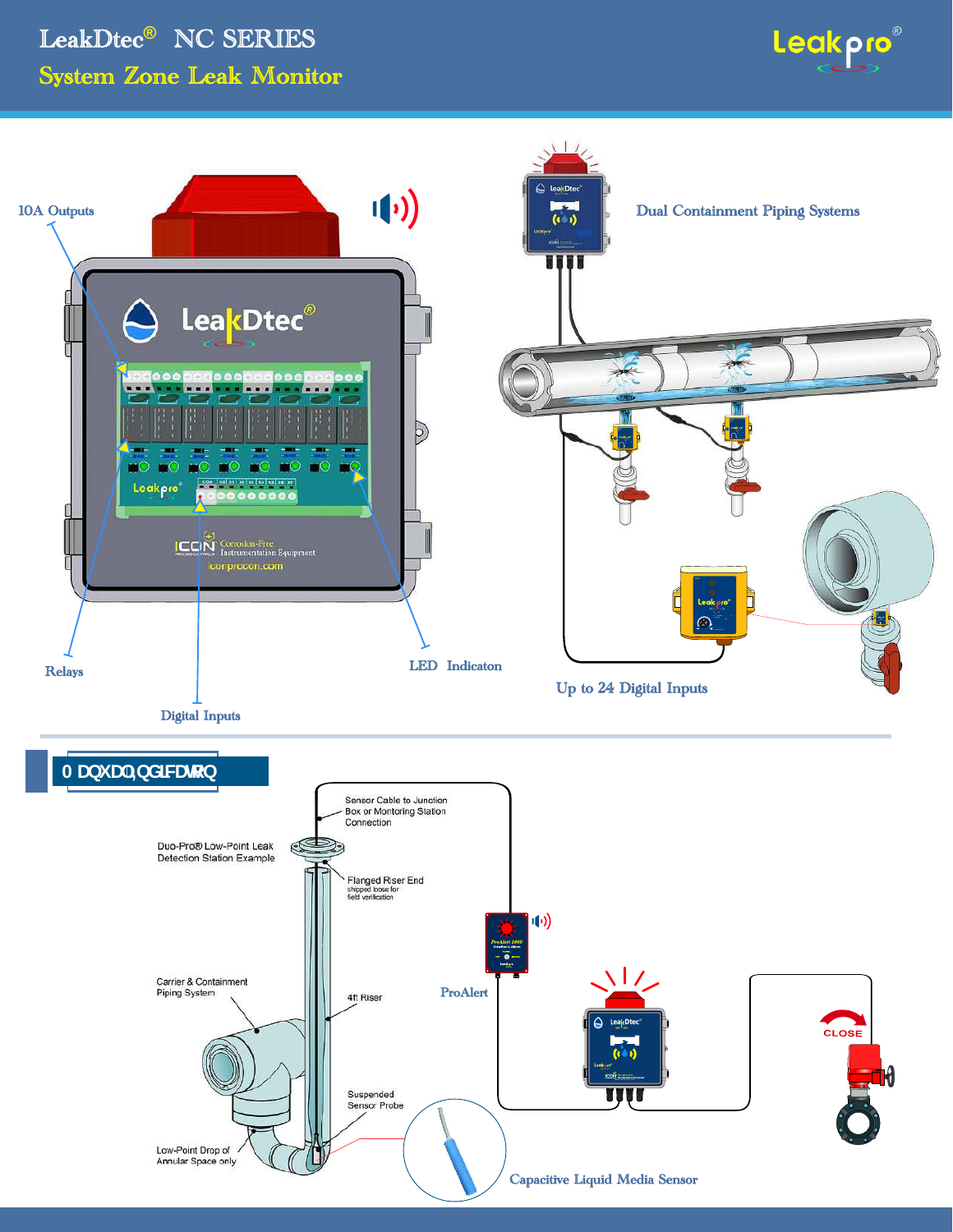# LeakDtec® NC SERIES

## System Zone Leak Monitor

10A Outputs

Relays

Digital Inputs

LED Indicaton

Dual Containment Piping Systems

Up to 24 Digital Inputs

## 0 DQXDO,QGLFDWRQ

Sensor Cable to Junction Box or Monitoring Station Connection

Duo-Pro® Low-Point Leak Detection Station Example

Flanged Riser End shipped loose for field verification

Carrier & Containment Piping System

4ft Riser

Suspended Sensor Probe

Low-Point Drop of Annular Space only

ProAlert

CLOSE

Capacitive Liquid Media Sensor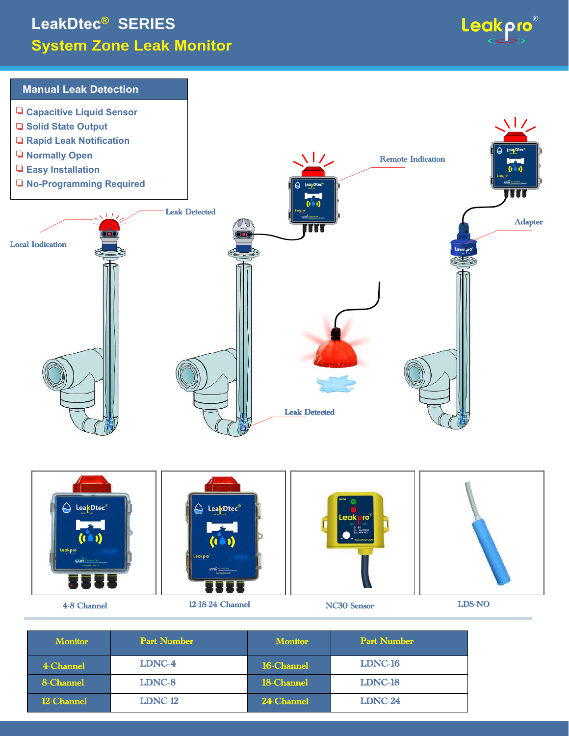# LeakDtec® SERIES

## System Zone Leak Monitor

### Manual Leak Detection

- Capacitive Liquid Sensor
- Solid State Output
- Rapid Leak Notification
- Normally Open
- Easy Installation
- No-Programming Required

Local Indication

Leak Detected

Remote Indication

Adapter

Leak Detected

4-8 Channel

12-18-24 Channel

NC30 Sensor

LDS-NO

| Monitor | Part Number | Monitor | Part Number |
|---|---|---|---|
| 4-Channel | LDNC-4 | 16-Channel | LDNC-16 |
| 8-Channel | LDNC-8 | 18-Channel | LDNC-18 |
| 12-Channel | LDNC-12 | 24-Channel | LDNC-24 |